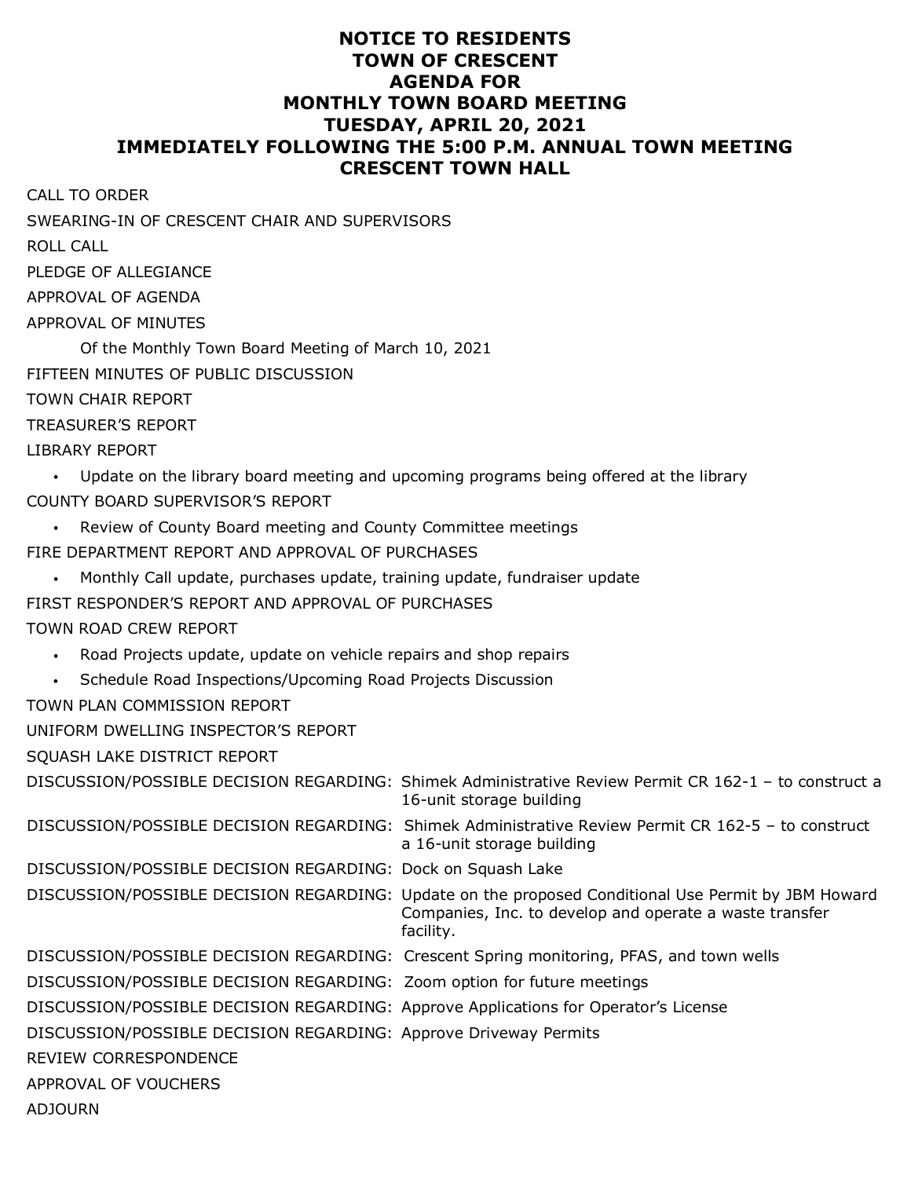# NOTICE TO RESIDENTS
# TOWN OF CRESCENT
# AGENDA FOR
# MONTHLY TOWN BOARD MEETING
# TUESDAY, APRIL 20, 2021
# IMMEDIATELY FOLLOWING THE 5:00 P.M. ANNUAL TOWN MEETING
# CRESCENT TOWN HALL

CALL TO ORDER

SWEARING-IN OF CRESCENT CHAIR AND SUPERVISORS

ROLL CALL

PLEDGE OF ALLEGIANCE

APPROVAL OF AGENDA

APPROVAL OF MINUTES

Of the Monthly Town Board Meeting of March 10, 2021

FIFTEEN MINUTES OF PUBLIC DISCUSSION

TOWN CHAIR REPORT

TREASURER'S REPORT

LIBRARY REPORT

- Update on the library board meeting and upcoming programs being offered at the library

COUNTY BOARD SUPERVISOR'S REPORT

- Review of County Board meeting and County Committee meetings

FIRE DEPARTMENT REPORT AND APPROVAL OF PURCHASES

- Monthly Call update, purchases update, training update, fundraiser update

FIRST RESPONDER'S REPORT AND APPROVAL OF PURCHASES

TOWN ROAD CREW REPORT

- Road Projects update, update on vehicle repairs and shop repairs
- Schedule Road Inspections/Upcoming Road Projects Discussion

TOWN PLAN COMMISSION REPORT

UNIFORM DWELLING INSPECTOR'S REPORT

SQUASH LAKE DISTRICT REPORT

DISCUSSION/POSSIBLE DECISION REGARDING: Shimek Administrative Review Permit CR 162-1 – to construct a 16-unit storage building

DISCUSSION/POSSIBLE DECISION REGARDING: Shimek Administrative Review Permit CR 162-5 – to construct a 16-unit storage building

DISCUSSION/POSSIBLE DECISION REGARDING: Dock on Squash Lake

DISCUSSION/POSSIBLE DECISION REGARDING: Update on the proposed Conditional Use Permit by JBM Howard Companies, Inc. to develop and operate a waste transfer facility.

DISCUSSION/POSSIBLE DECISION REGARDING: Crescent Spring monitoring, PFAS, and town wells

DISCUSSION/POSSIBLE DECISION REGARDING: Zoom option for future meetings

DISCUSSION/POSSIBLE DECISION REGARDING: Approve Applications for Operator's License

DISCUSSION/POSSIBLE DECISION REGARDING: Approve Driveway Permits

REVIEW CORRESPONDENCE

APPROVAL OF VOUCHERS

ADJOURN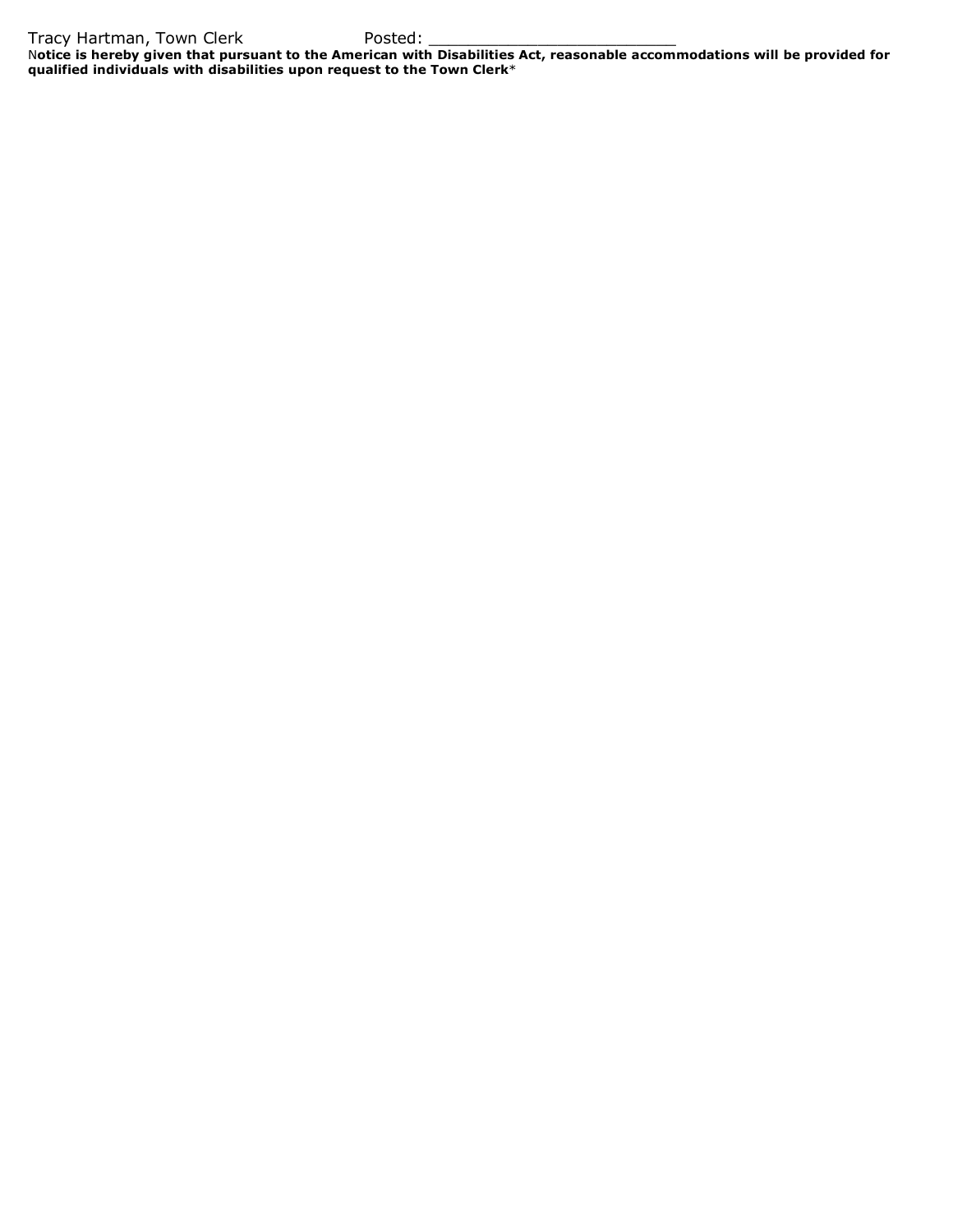Tracy Hartman, Town Clerk Posted: _________________________

**Notice is hereby given that pursuant to the American with Disabilities Act, reasonable accommodations will be provided for qualified individuals with disabilities upon request to the Town Clerk***